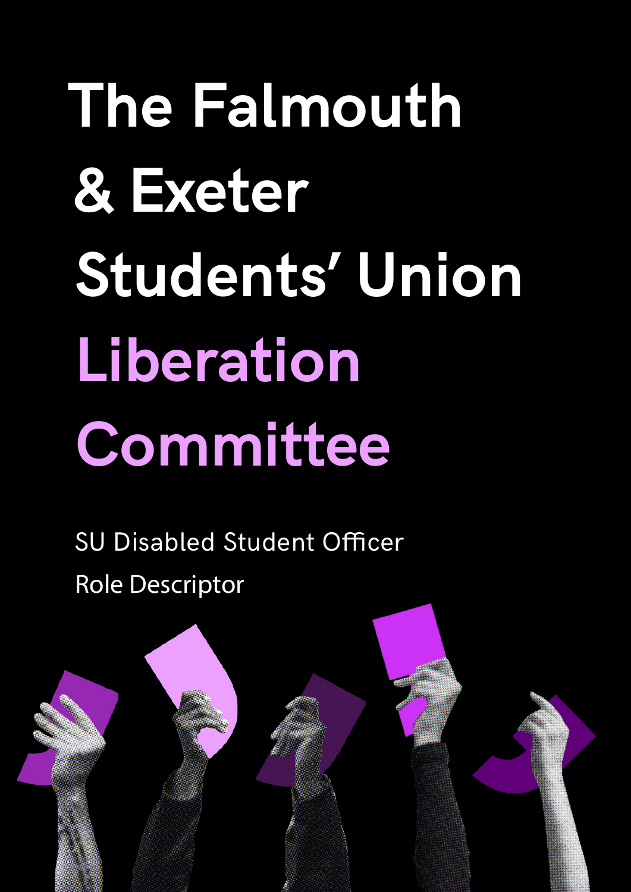# The Falmouth & Exeter Students' Union

# Liberation Committee

SU Disabled Student Officer

Role Descriptor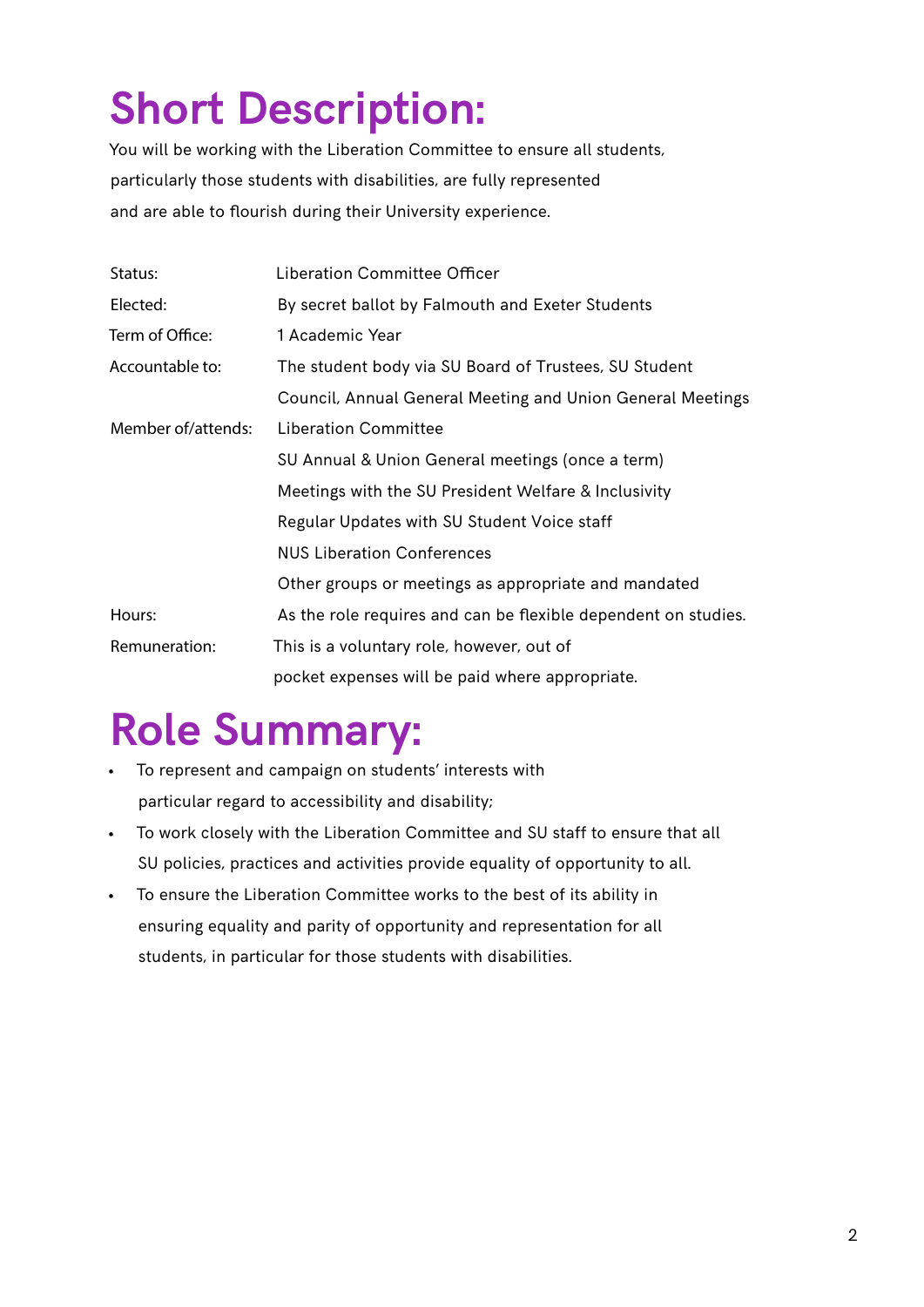# Short Description:

You will be working with the Liberation Committee to ensure all students, particularly those students with disabilities, are fully represented and are able to flourish during their University experience.

| | |
|---|---|
| Status: | Liberation Committee Officer |
| Elected: | By secret ballot by Falmouth and Exeter Students |
| Term of Office: | 1 Academic Year |
| Accountable to: | The student body via SU Board of Trustees, SU Student Council, Annual General Meeting and Union General Meetings |
| Member of/attends: | Liberation Committee<br>SU Annual & Union General meetings (once a term)<br>Meetings with the SU President Welfare & Inclusivity<br>Regular Updates with SU Student Voice staff<br>NUS Liberation Conferences<br>Other groups or meetings as appropriate and mandated |
| Hours: | As the role requires and can be flexible dependent on studies. |
| Remuneration: | This is a voluntary role, however, out of pocket expenses will be paid where appropriate. |

# Role Summary:

- To represent and campaign on students' interests with particular regard to accessibility and disability;
- To work closely with the Liberation Committee and SU staff to ensure that all SU policies, practices and activities provide equality of opportunity to all.
- To ensure the Liberation Committee works to the best of its ability in ensuring equality and parity of opportunity and representation for all students, in particular for those students with disabilities.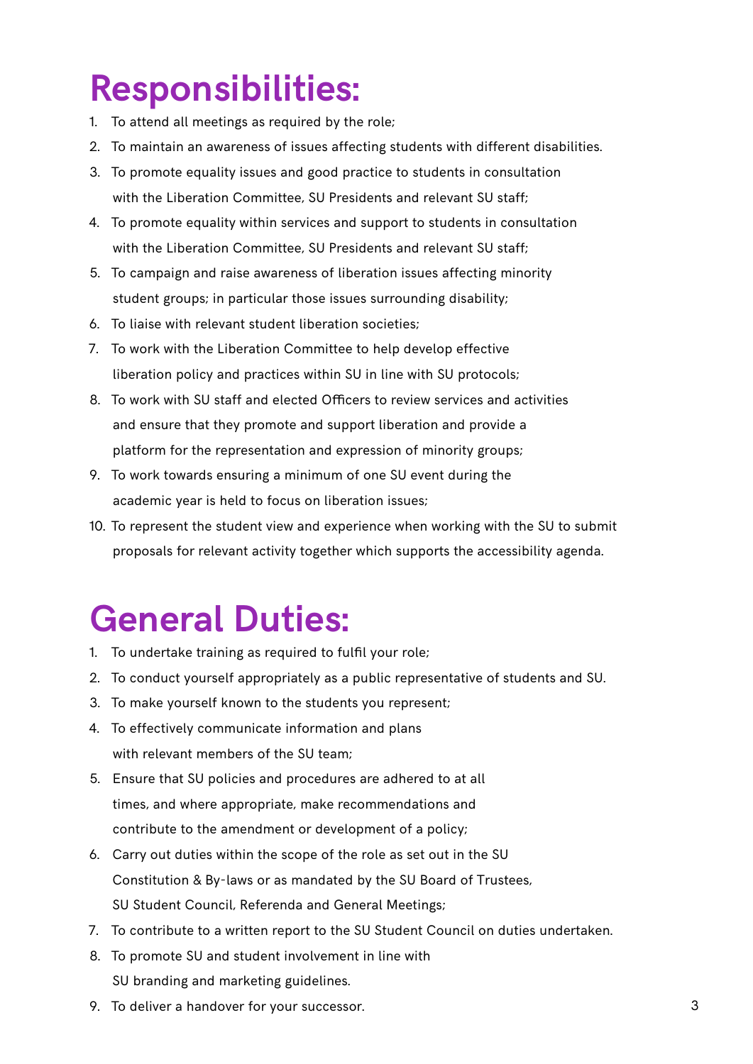# Responsibilities:

1. To attend all meetings as required by the role;
2. To maintain an awareness of issues affecting students with different disabilities.
3. To promote equality issues and good practice to students in consultation with the Liberation Committee, SU Presidents and relevant SU staff;
4. To promote equality within services and support to students in consultation with the Liberation Committee, SU Presidents and relevant SU staff;
5. To campaign and raise awareness of liberation issues affecting minority student groups; in particular those issues surrounding disability;
6. To liaise with relevant student liberation societies;
7. To work with the Liberation Committee to help develop effective liberation policy and practices within SU in line with SU protocols;
8. To work with SU staff and elected Officers to review services and activities and ensure that they promote and support liberation and provide a platform for the representation and expression of minority groups;
9. To work towards ensuring a minimum of one SU event during the academic year is held to focus on liberation issues;
10. To represent the student view and experience when working with the SU to submit proposals for relevant activity together which supports the accessibility agenda.

# General Duties:

1. To undertake training as required to fulfil your role;
2. To conduct yourself appropriately as a public representative of students and SU.
3. To make yourself known to the students you represent;
4. To effectively communicate information and plans with relevant members of the SU team;
5. Ensure that SU policies and procedures are adhered to at all times, and where appropriate, make recommendations and contribute to the amendment or development of a policy;
6. Carry out duties within the scope of the role as set out in the SU Constitution & By-laws or as mandated by the SU Board of Trustees, SU Student Council, Referenda and General Meetings;
7. To contribute to a written report to the SU Student Council on duties undertaken.
8. To promote SU and student involvement in line with SU branding and marketing guidelines.
9. To deliver a handover for your successor.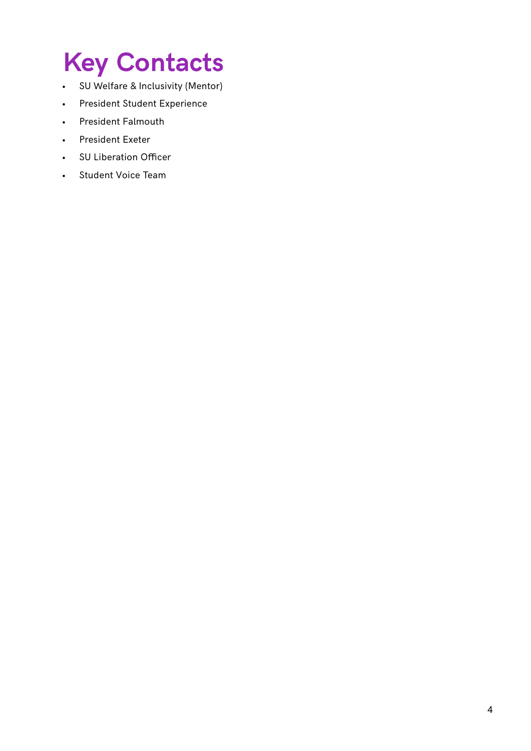# Key Contacts

- SU Welfare & Inclusivity (Mentor)
- President Student Experience
- President Falmouth
- President Exeter
- SU Liberation Officer
- Student Voice Team